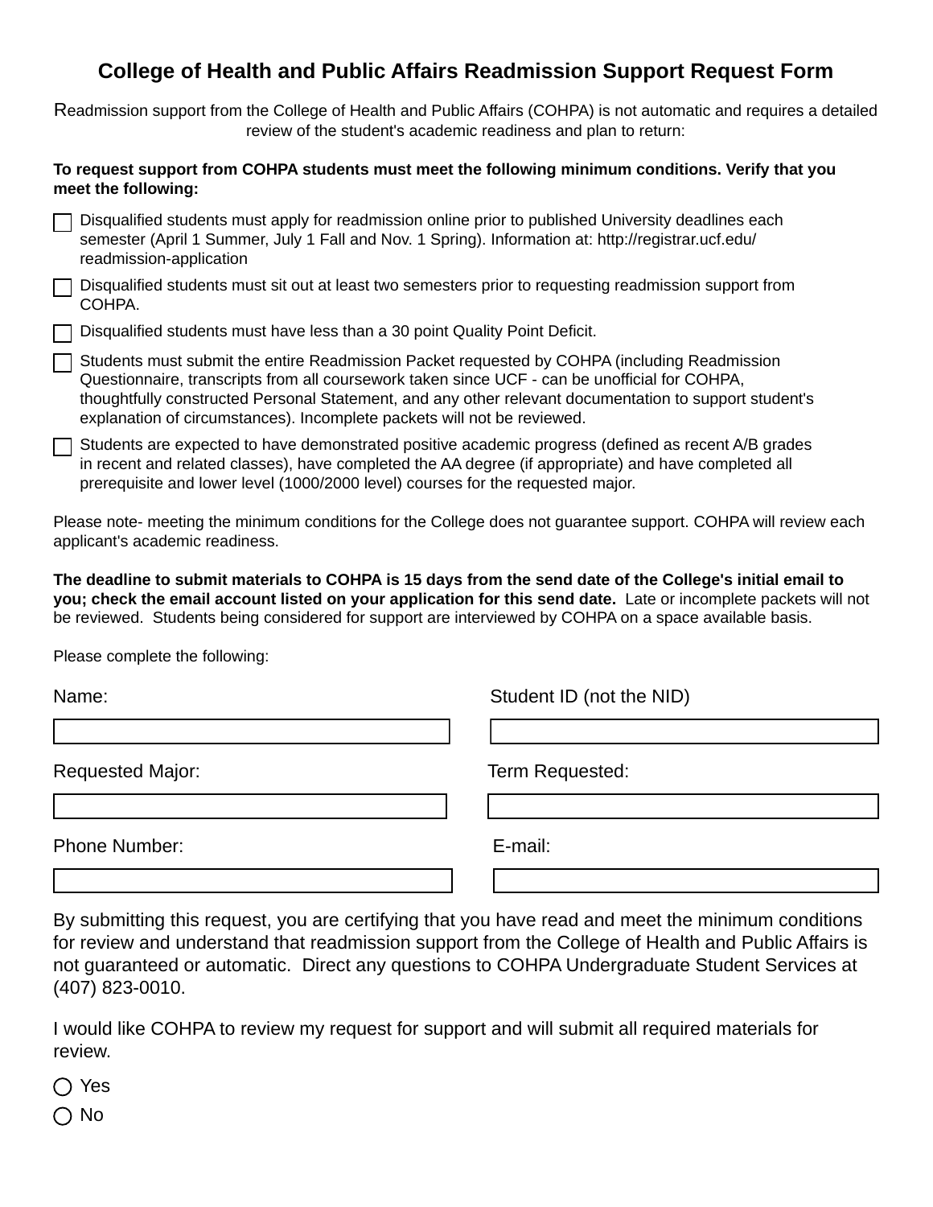# College of Health and Public Affairs Readmission Support Request Form

Readmission support from the College of Health and Public Affairs (COHPA) is not automatic and requires a detailed review of the student's academic readiness and plan to return:

**To request support from COHPA students must meet the following minimum conditions. Verify that you meet the following:**

- [ ] Disqualified students must apply for readmission online prior to published University deadlines each semester (April 1 Summer, July 1 Fall and Nov. 1 Spring). Information at: http://registrar.ucf.edu/readmission-application
- [ ] Disqualified students must sit out at least two semesters prior to requesting readmission support from COHPA.
- [ ] Disqualified students must have less than a 30 point Quality Point Deficit.
- [ ] Students must submit the entire Readmission Packet requested by COHPA (including Readmission Questionnaire, transcripts from all coursework taken since UCF - can be unofficial for COHPA, thoughtfully constructed Personal Statement, and any other relevant documentation to support student's explanation of circumstances). Incomplete packets will not be reviewed.
- [ ] Students are expected to have demonstrated positive academic progress (defined as recent A/B grades in recent and related classes), have completed the AA degree (if appropriate) and have completed all prerequisite and lower level (1000/2000 level) courses for the requested major.

Please note- meeting the minimum conditions for the College does not guarantee support. COHPA will review each applicant's academic readiness.

**The deadline to submit materials to COHPA is 15 days from the send date of the College's initial email to you; check the email account listed on your application for this send date.** Late or incomplete packets will not be reviewed. Students being considered for support are interviewed by COHPA on a space available basis.

Please complete the following:

Name: ______________________ Student ID (not the NID) ______________________

Requested Major: ______________________ Term Requested: ______________________

Phone Number: ______________________ E-mail: ______________________

By submitting this request, you are certifying that you have read and meet the minimum conditions for review and understand that readmission support from the College of Health and Public Affairs is not guaranteed or automatic. Direct any questions to COHPA Undergraduate Student Services at (407) 823-0010.

I would like COHPA to review my request for support and will submit all required materials for review.

- ○ Yes
- ○ No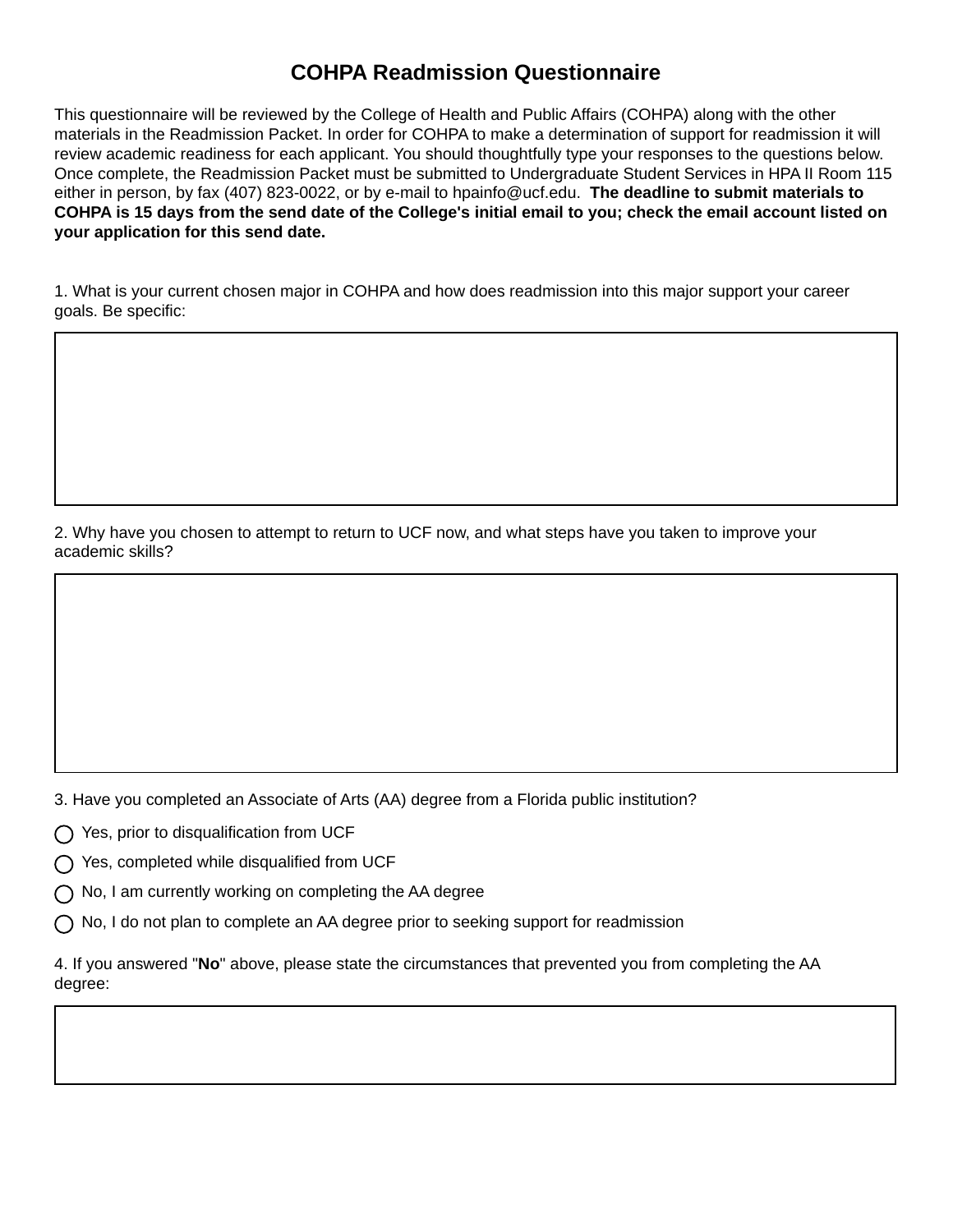# COHPA Readmission Questionnaire

This questionnaire will be reviewed by the College of Health and Public Affairs (COHPA) along with the other materials in the Readmission Packet. In order for COHPA to make a determination of support for readmission it will review academic readiness for each applicant. You should thoughtfully type your responses to the questions below. Once complete, the Readmission Packet must be submitted to Undergraduate Student Services in HPA II Room 115 either in person, by fax (407) 823-0022, or by e-mail to hpainfo@ucf.edu. **The deadline to submit materials to COHPA is 15 days from the send date of the College's initial email to you; check the email account listed on your application for this send date.**

1. What is your current chosen major in COHPA and how does readmission into this major support your career goals. Be specific:

2. Why have you chosen to attempt to return to UCF now, and what steps have you taken to improve your academic skills?

3. Have you completed an Associate of Arts (AA) degree from a Florida public institution?

- ◯ Yes, prior to disqualification from UCF
- ◯ Yes, completed while disqualified from UCF
- ◯ No, I am currently working on completing the AA degree
- ◯ No, I do not plan to complete an AA degree prior to seeking support for readmission

4. If you answered "**No**" above, please state the circumstances that prevented you from completing the AA degree: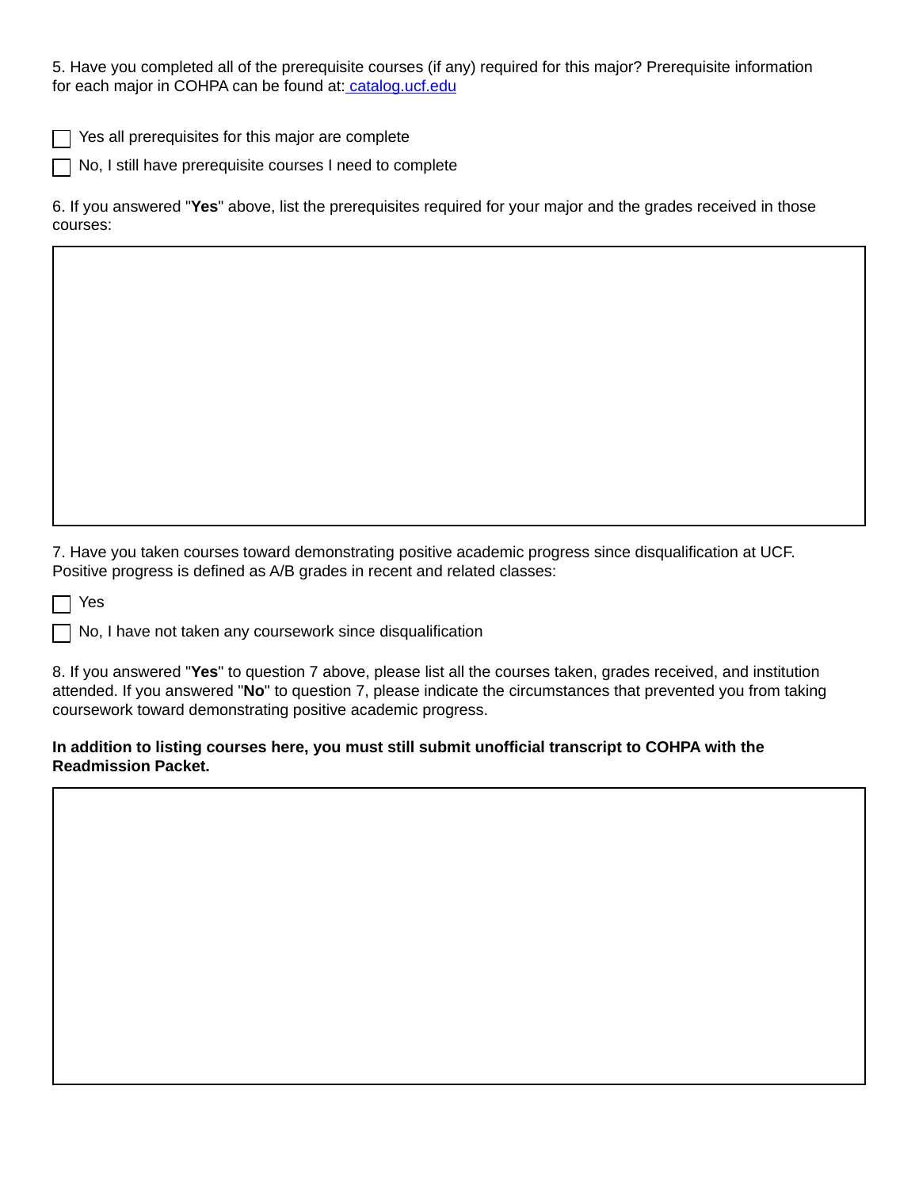5. Have you completed all of the prerequisite courses (if any) required for this major? Prerequisite information for each major in COHPA can be found at: [catalog.ucf.edu](catalog.ucf.edu)

- [ ] Yes all prerequisites for this major are complete
- [ ] No, I still have prerequisite courses I need to complete

6. If you answered "**Yes**" above, list the prerequisites required for your major and the grades received in those courses:

7. Have you taken courses toward demonstrating positive academic progress since disqualification at UCF. Positive progress is defined as A/B grades in recent and related classes:

- [ ] Yes
- [ ] No, I have not taken any coursework since disqualification

8. If you answered "**Yes**" to question 7 above, please list all the courses taken, grades received, and institution attended. If you answered "**No**" to question 7, please indicate the circumstances that prevented you from taking coursework toward demonstrating positive academic progress.

**In addition to listing courses here, you must still submit unofficial transcript to COHPA with the Readmission Packet.**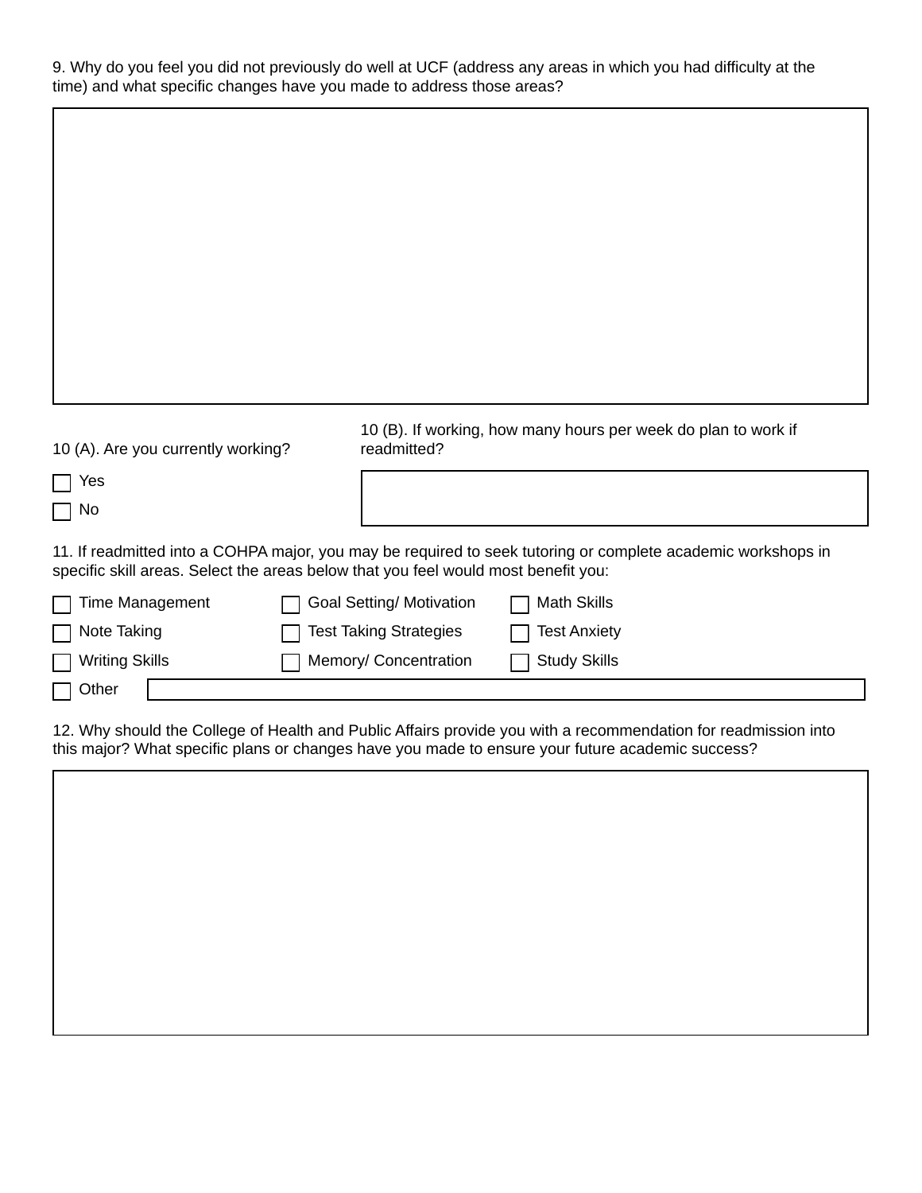9. Why do you feel you did not previously do well at UCF (address any areas in which you had difficulty at the time) and what specific changes have you made to address those areas?

10 (A). Are you currently working?

- [ ] Yes
- [ ] No

10 (B). If working, how many hours per week do plan to work if readmitted?

11. If readmitted into a COHPA major, you may be required to seek tutoring or complete academic workshops in specific skill areas. Select the areas below that you feel would most benefit you:

- [ ] Time Management
- [ ] Goal Setting/ Motivation
- [ ] Math Skills
- [ ] Note Taking
- [ ] Test Taking Strategies
- [ ] Test Anxiety
- [ ] Writing Skills
- [ ] Memory/ Concentration
- [ ] Study Skills
- [ ] Other

12. Why should the College of Health and Public Affairs provide you with a recommendation for readmission into this major? What specific plans or changes have you made to ensure your future academic success?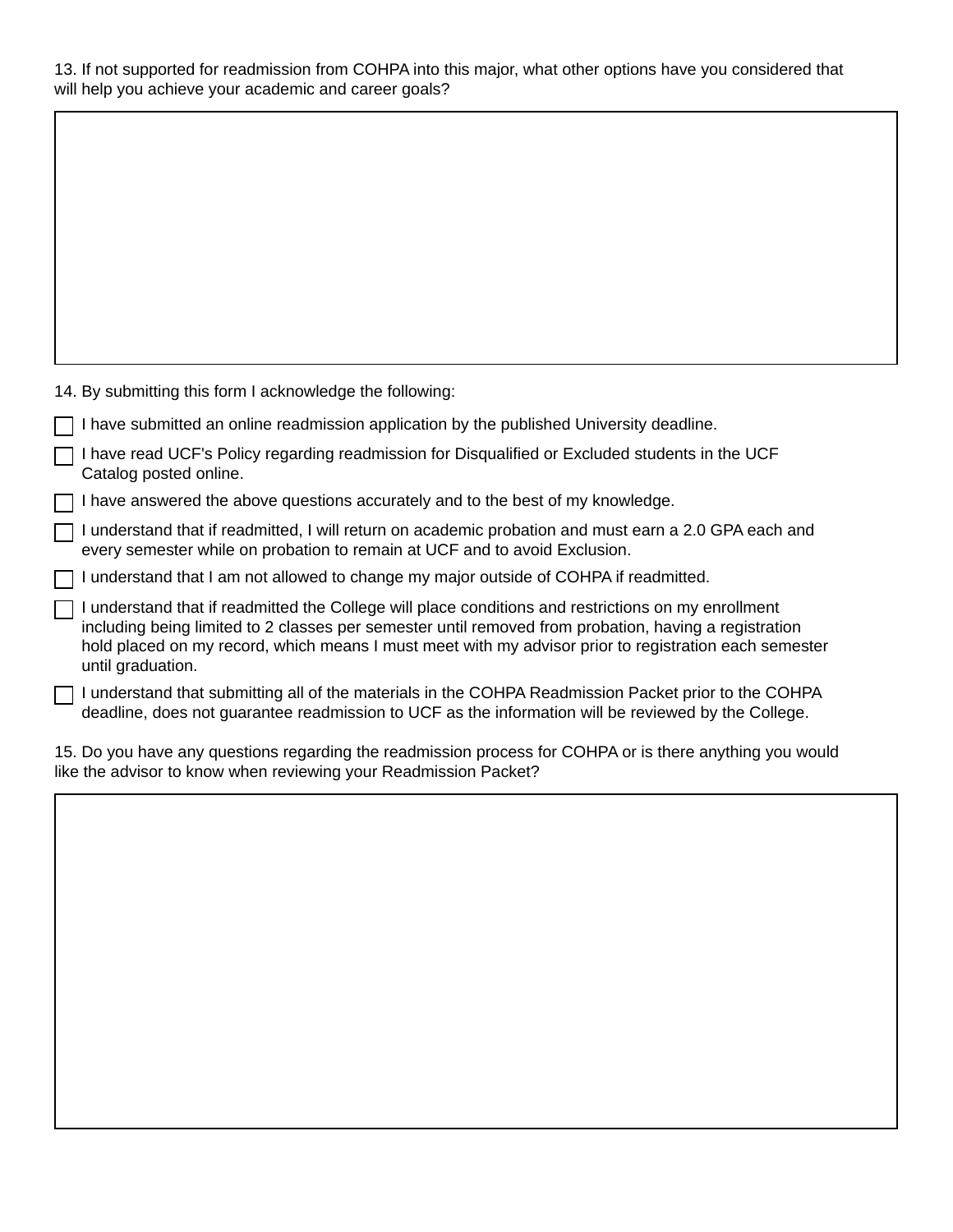13. If not supported for readmission from COHPA into this major, what other options have you considered that will help you achieve your academic and career goals?

14. By submitting this form I acknowledge the following:

- [ ] I have submitted an online readmission application by the published University deadline.
- [ ] I have read UCF's Policy regarding readmission for Disqualified or Excluded students in the UCF Catalog posted online.
- [ ] I have answered the above questions accurately and to the best of my knowledge.
- [ ] I understand that if readmitted, I will return on academic probation and must earn a 2.0 GPA each and every semester while on probation to remain at UCF and to avoid Exclusion.
- [ ] I understand that I am not allowed to change my major outside of COHPA if readmitted.
- [ ] I understand that if readmitted the College will place conditions and restrictions on my enrollment including being limited to 2 classes per semester until removed from probation, having a registration hold placed on my record, which means I must meet with my advisor prior to registration each semester until graduation.
- [ ] I understand that submitting all of the materials in the COHPA Readmission Packet prior to the COHPA deadline, does not guarantee readmission to UCF as the information will be reviewed by the College.

15. Do you have any questions regarding the readmission process for COHPA or is there anything you would like the advisor to know when reviewing your Readmission Packet?